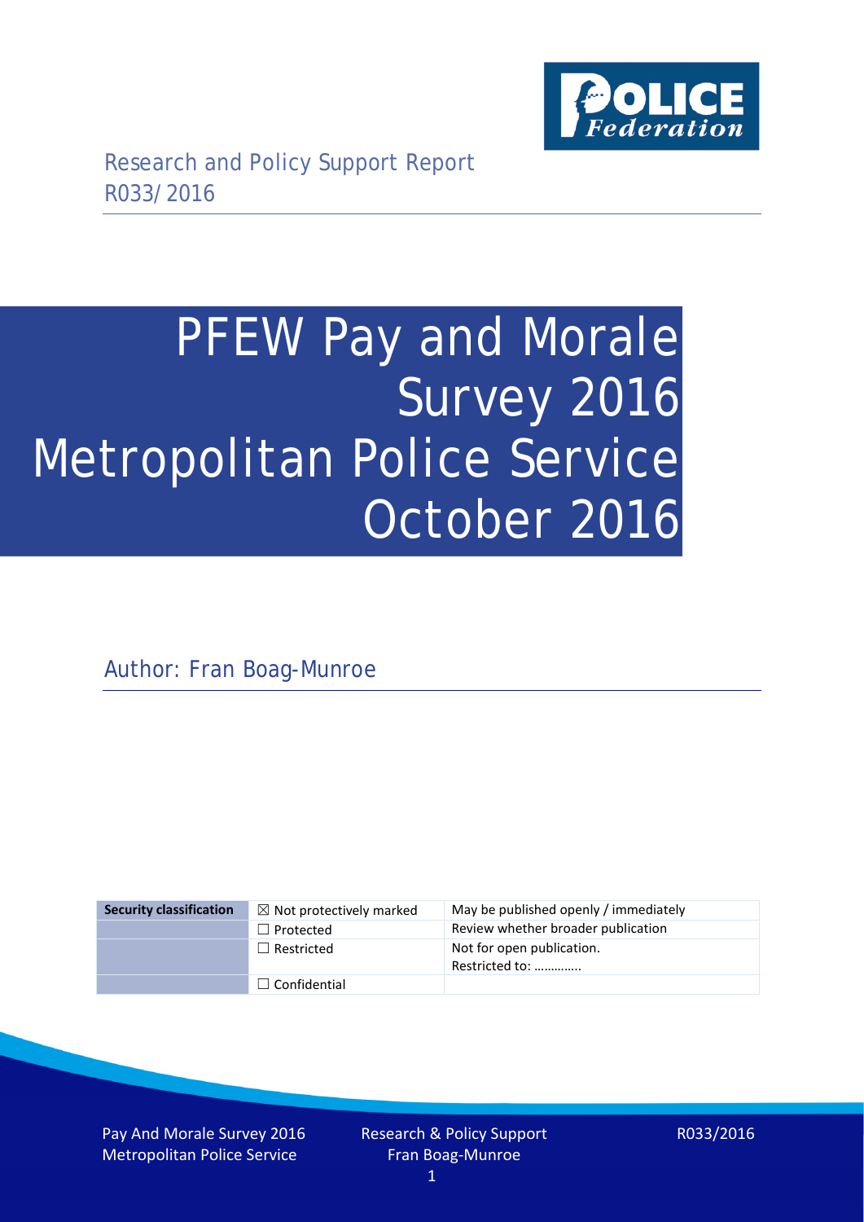Research and Policy Support Report
R033/2016

# PFEW Pay and Morale Survey 2016 Metropolitan Police Service October 2016

Author: Fran Boag-Munroe

| Security classification | ☒ Not protectively marked | May be published openly / immediately |
|---|---|---|
| | ☐ Protected | Review whether broader publication |
| | ☐ Restricted | Not for open publication. Restricted to: ………….. |
| | ☐ Confidential | |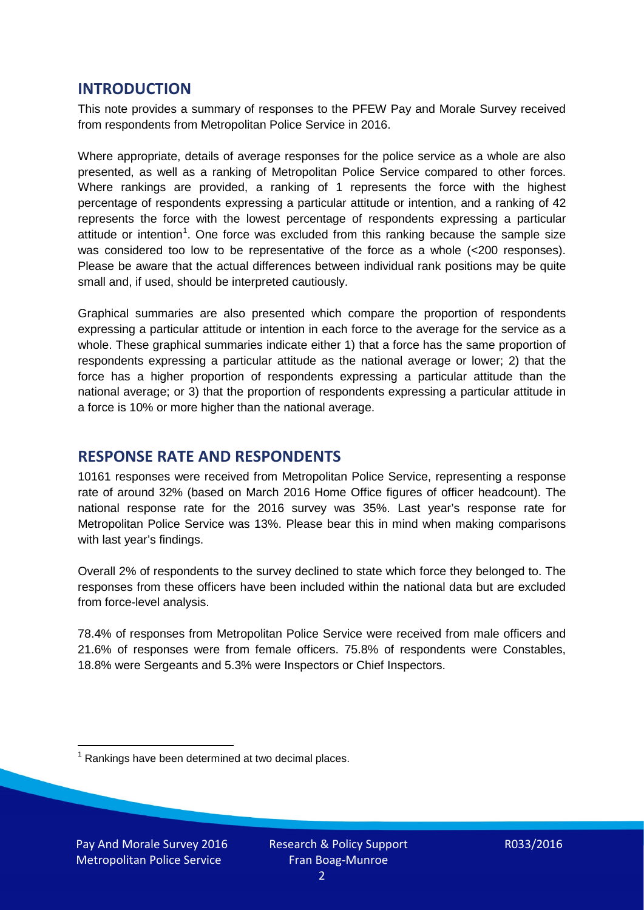## INTRODUCTION

This note provides a summary of responses to the PFEW Pay and Morale Survey received from respondents from Metropolitan Police Service in 2016.

Where appropriate, details of average responses for the police service as a whole are also presented, as well as a ranking of Metropolitan Police Service compared to other forces. Where rankings are provided, a ranking of 1 represents the force with the highest percentage of respondents expressing a particular attitude or intention, and a ranking of 42 represents the force with the lowest percentage of respondents expressing a particular attitude or intention[1]. One force was excluded from this ranking because the sample size was considered too low to be representative of the force as a whole (<200 responses). Please be aware that the actual differences between individual rank positions may be quite small and, if used, should be interpreted cautiously.

Graphical summaries are also presented which compare the proportion of respondents expressing a particular attitude or intention in each force to the average for the service as a whole. These graphical summaries indicate either 1) that a force has the same proportion of respondents expressing a particular attitude as the national average or lower; 2) that the force has a higher proportion of respondents expressing a particular attitude than the national average; or 3) that the proportion of respondents expressing a particular attitude in a force is 10% or more higher than the national average.

## RESPONSE RATE AND RESPONDENTS

10161 responses were received from Metropolitan Police Service, representing a response rate of around 32% (based on March 2016 Home Office figures of officer headcount). The national response rate for the 2016 survey was 35%. Last year's response rate for Metropolitan Police Service was 13%. Please bear this in mind when making comparisons with last year's findings.

Overall 2% of respondents to the survey declined to state which force they belonged to. The responses from these officers have been included within the national data but are excluded from force-level analysis.

78.4% of responses from Metropolitan Police Service were received from male officers and 21.6% of responses were from female officers. 75.8% of respondents were Constables, 18.8% were Sergeants and 5.3% were Inspectors or Chief Inspectors.

[1] Rankings have been determined at two decimal places.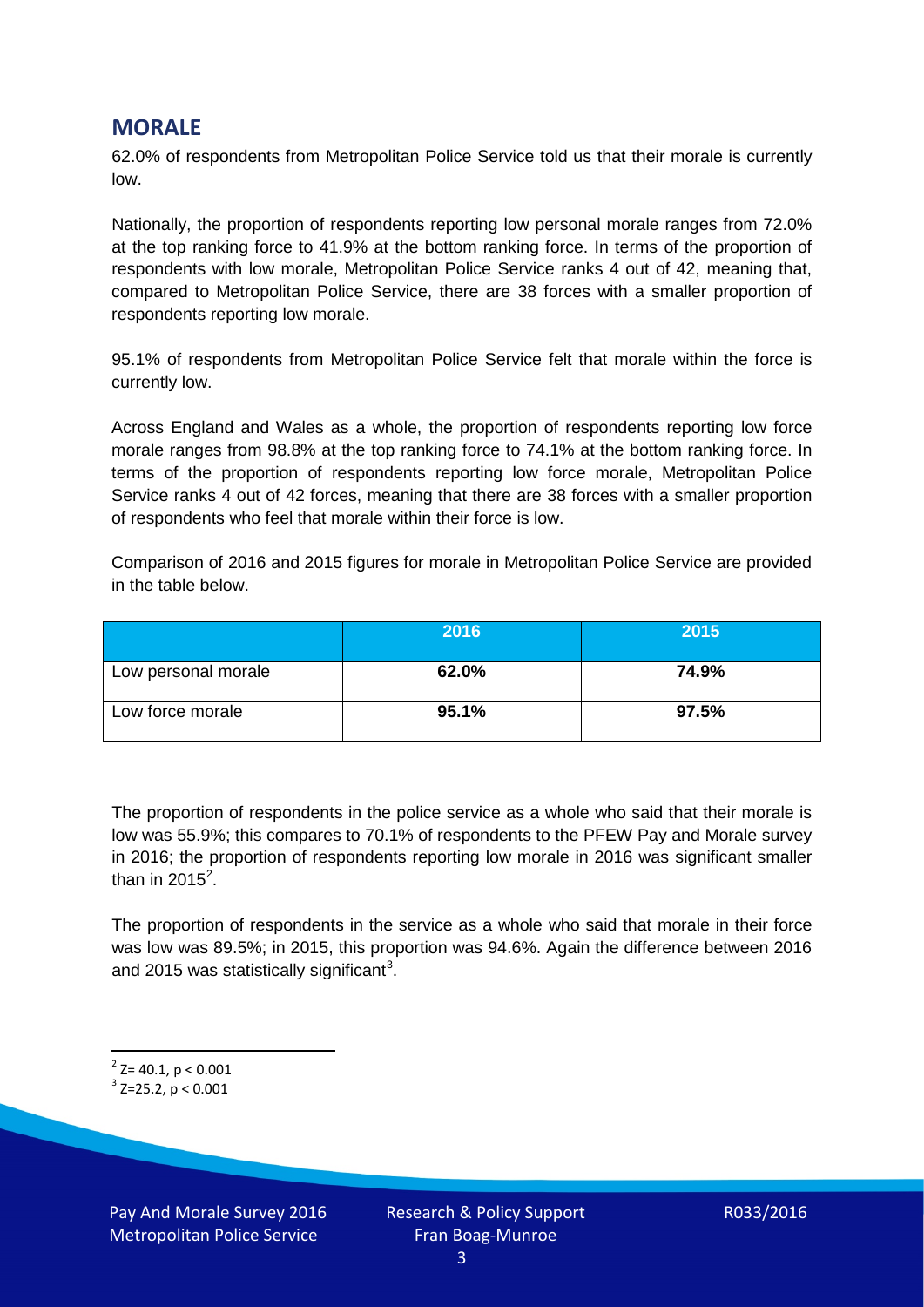## MORALE

62.0% of respondents from Metropolitan Police Service told us that their morale is currently low.

Nationally, the proportion of respondents reporting low personal morale ranges from 72.0% at the top ranking force to 41.9% at the bottom ranking force. In terms of the proportion of respondents with low morale, Metropolitan Police Service ranks 4 out of 42, meaning that, compared to Metropolitan Police Service, there are 38 forces with a smaller proportion of respondents reporting low morale.

95.1% of respondents from Metropolitan Police Service felt that morale within the force is currently low.

Across England and Wales as a whole, the proportion of respondents reporting low force morale ranges from 98.8% at the top ranking force to 74.1% at the bottom ranking force. In terms of the proportion of respondents reporting low force morale, Metropolitan Police Service ranks 4 out of 42 forces, meaning that there are 38 forces with a smaller proportion of respondents who feel that morale within their force is low.

Comparison of 2016 and 2015 figures for morale in Metropolitan Police Service are provided in the table below.

| | 2016 | 2015 |
|---|---|---|
| Low personal morale | **62.0%** | **74.9%** |
| Low force morale | **95.1%** | **97.5%** |

The proportion of respondents in the police service as a whole who said that their morale is low was 55.9%; this compares to 70.1% of respondents to the PFEW Pay and Morale survey in 2016; the proportion of respondents reporting low morale in 2016 was significant smaller than in 2015[2].

The proportion of respondents in the service as a whole who said that morale in their force was low was 89.5%; in 2015, this proportion was 94.6%. Again the difference between 2016 and 2015 was statistically significant[3].

[2] $Z= 40.1$, $p < 0.001$

[3] $Z=25.2$, $p < 0.001$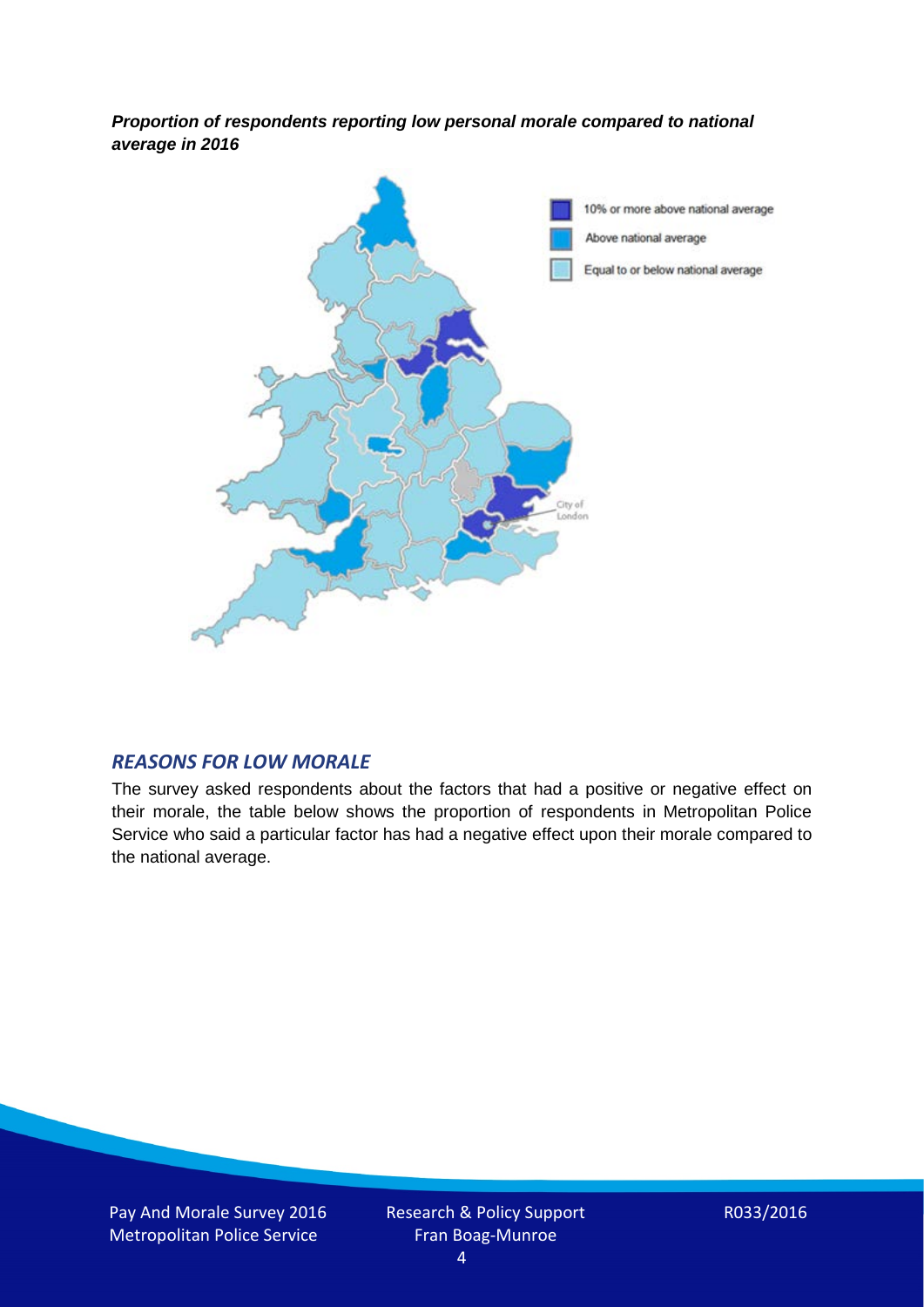***Proportion of respondents reporting low personal morale compared to national average in 2016***

10% or more above national average

Above national average

Equal to or below national average

City of London

## *REASONS FOR LOW MORALE*

The survey asked respondents about the factors that had a positive or negative effect on their morale, the table below shows the proportion of respondents in Metropolitan Police Service who said a particular factor has had a negative effect upon their morale compared to the national average.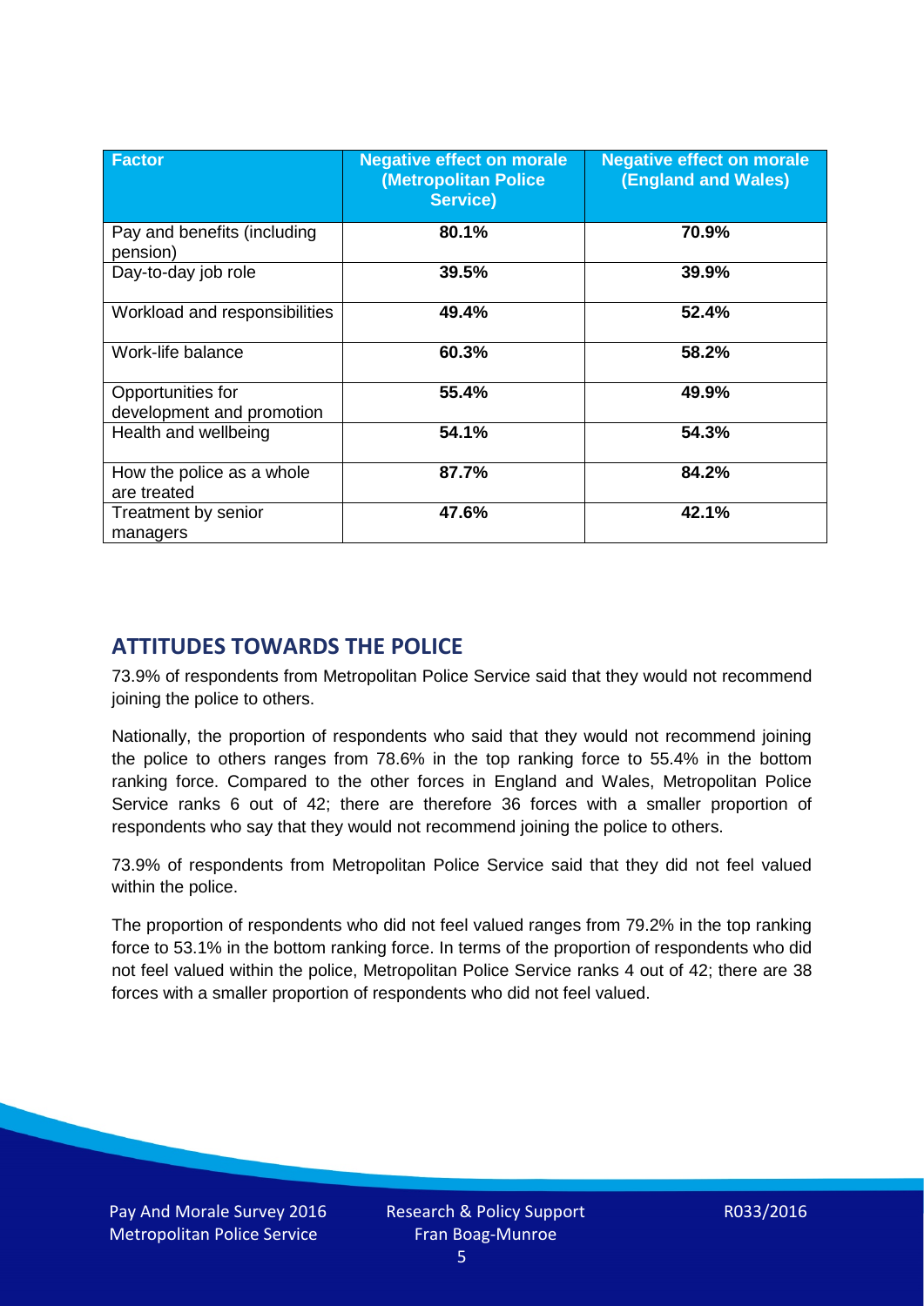| Factor | Negative effect on morale (Metropolitan Police Service) | Negative effect on morale (England and Wales) |
|---|---|---|
| Pay and benefits (including pension) | **80.1%** | **70.9%** |
| Day-to-day job role | **39.5%** | **39.9%** |
| Workload and responsibilities | **49.4%** | **52.4%** |
| Work-life balance | **60.3%** | **58.2%** |
| Opportunities for development and promotion | **55.4%** | **49.9%** |
| Health and wellbeing | **54.1%** | **54.3%** |
| How the police as a whole are treated | **87.7%** | **84.2%** |
| Treatment by senior managers | **47.6%** | **42.1%** |

## ATTITUDES TOWARDS THE POLICE

73.9% of respondents from Metropolitan Police Service said that they would not recommend joining the police to others.

Nationally, the proportion of respondents who said that they would not recommend joining the police to others ranges from 78.6% in the top ranking force to 55.4% in the bottom ranking force. Compared to the other forces in England and Wales, Metropolitan Police Service ranks 6 out of 42; there are therefore 36 forces with a smaller proportion of respondents who say that they would not recommend joining the police to others.

73.9% of respondents from Metropolitan Police Service said that they did not feel valued within the police.

The proportion of respondents who did not feel valued ranges from 79.2% in the top ranking force to 53.1% in the bottom ranking force. In terms of the proportion of respondents who did not feel valued within the police, Metropolitan Police Service ranks 4 out of 42; there are 38 forces with a smaller proportion of respondents who did not feel valued.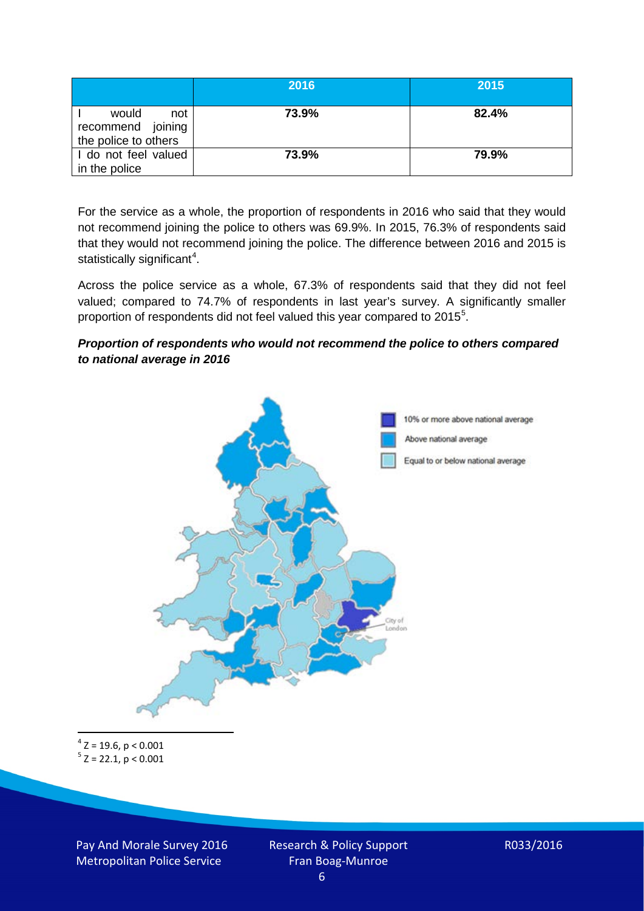| | 2016 | 2015 |
|---|---|---|
| I would not recommend joining the police to others | 73.9% | 82.4% |
| I do not feel valued in the police | 73.9% | 79.9% |

For the service as a whole, the proportion of respondents in 2016 who said that they would not recommend joining the police to others was 69.9%. In 2015, 76.3% of respondents said that they would not recommend joining the police. The difference between 2016 and 2015 is statistically significant[4].

Across the police service as a whole, 67.3% of respondents said that they did not feel valued; compared to 74.7% of respondents in last year's survey. A significantly smaller proportion of respondents did not feel valued this year compared to 2015[5].

***Proportion of respondents who would not recommend the police to others compared to national average in 2016***

10% or more above national average

Above national average

Equal to or below national average

City of London

[4] $Z = 19.6$, $p < 0.001$

[5] $Z = 22.1$, $p < 0.001$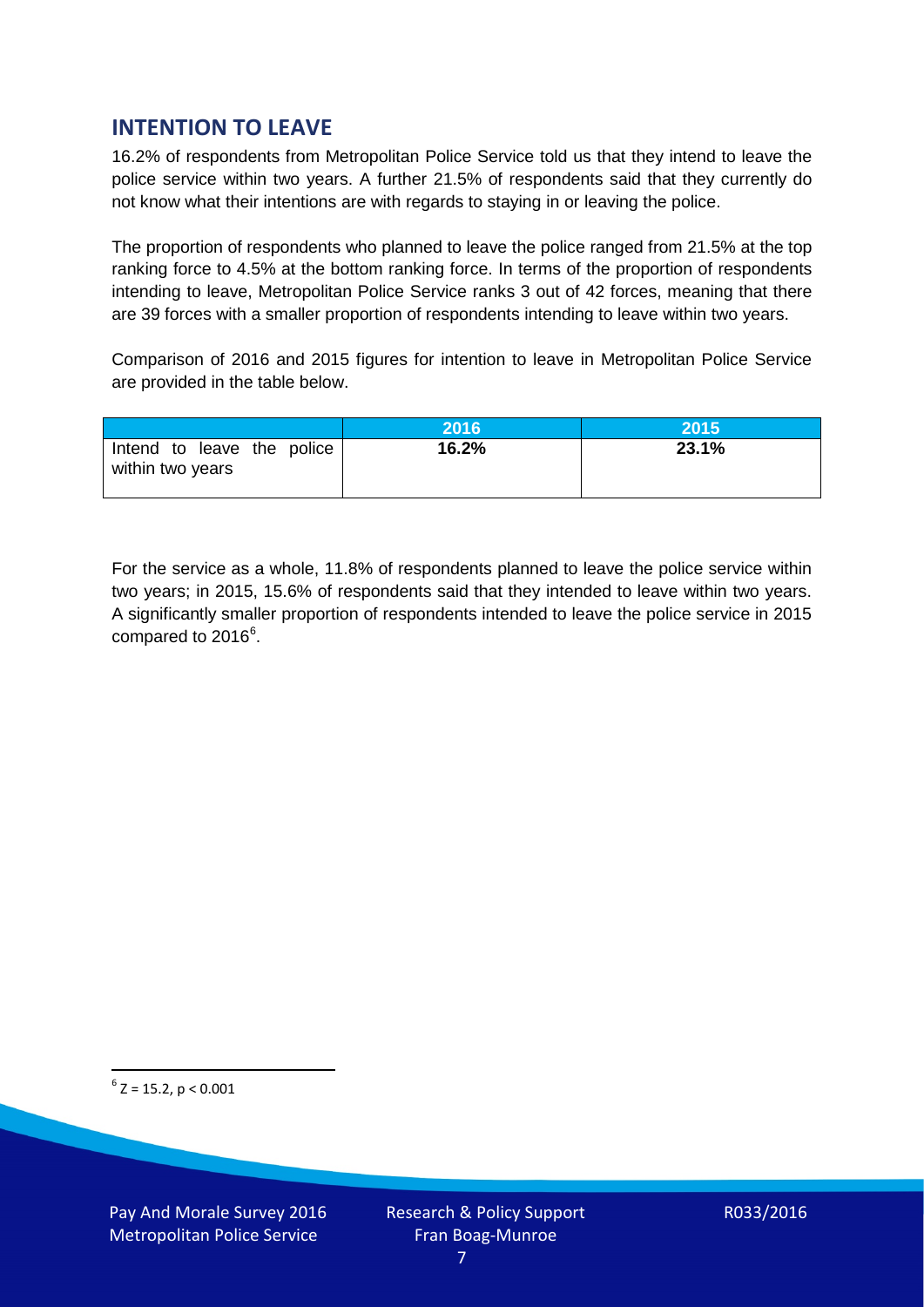## INTENTION TO LEAVE

16.2% of respondents from Metropolitan Police Service told us that they intend to leave the police service within two years. A further 21.5% of respondents said that they currently do not know what their intentions are with regards to staying in or leaving the police.

The proportion of respondents who planned to leave the police ranged from 21.5% at the top ranking force to 4.5% at the bottom ranking force. In terms of the proportion of respondents intending to leave, Metropolitan Police Service ranks 3 out of 42 forces, meaning that there are 39 forces with a smaller proportion of respondents intending to leave within two years.

Comparison of 2016 and 2015 figures for intention to leave in Metropolitan Police Service are provided in the table below.

| | 2016 | 2015 |
|---|---|---|
| Intend to leave the police within two years | **16.2%** | **23.1%** |

For the service as a whole, 11.8% of respondents planned to leave the police service within two years; in 2015, 15.6% of respondents said that they intended to leave within two years. A significantly smaller proportion of respondents intended to leave the police service in 2015 compared to 2016[6].

[6] $Z = 15.2$, $p < 0.001$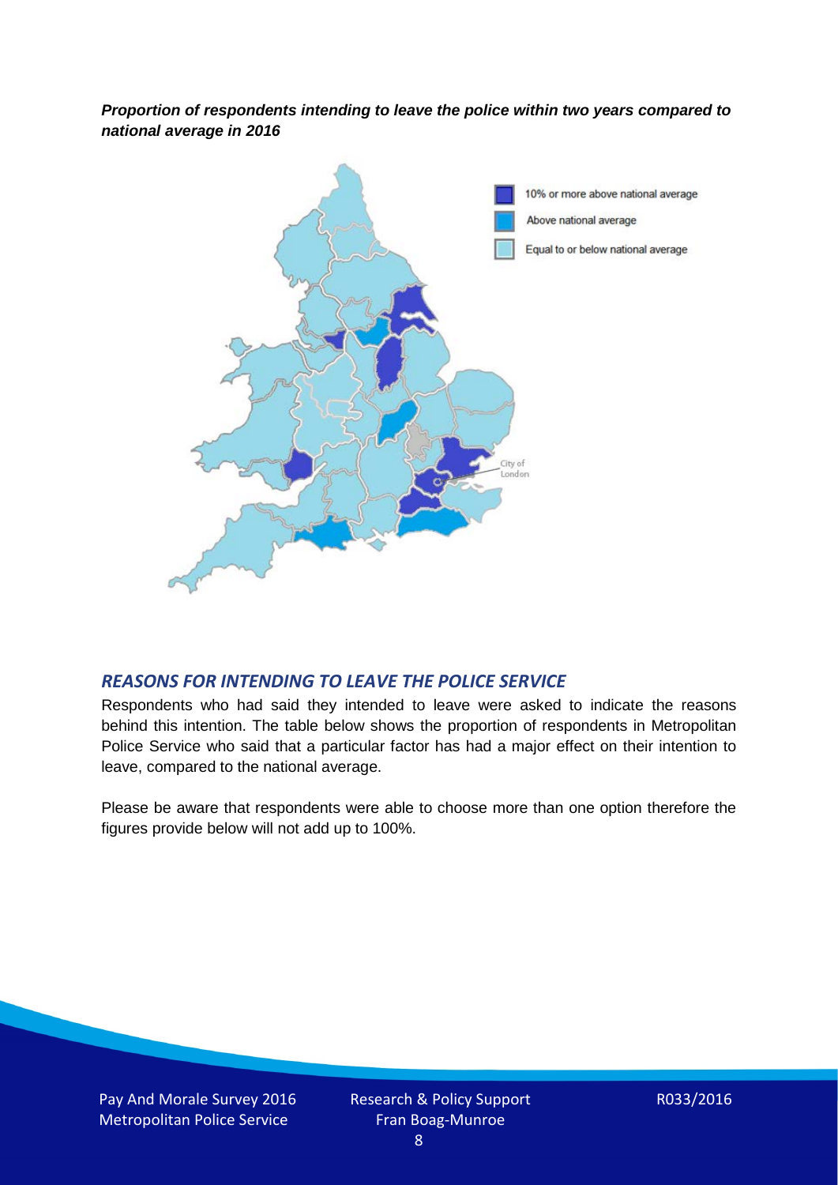***Proportion of respondents intending to leave the police within two years compared to national average in 2016***

10% or more above national average

Above national average

Equal to or below national average

City of London

## *REASONS FOR INTENDING TO LEAVE THE POLICE SERVICE*

Respondents who had said they intended to leave were asked to indicate the reasons behind this intention. The table below shows the proportion of respondents in Metropolitan Police Service who said that a particular factor has had a major effect on their intention to leave, compared to the national average.

Please be aware that respondents were able to choose more than one option therefore the figures provide below will not add up to 100%.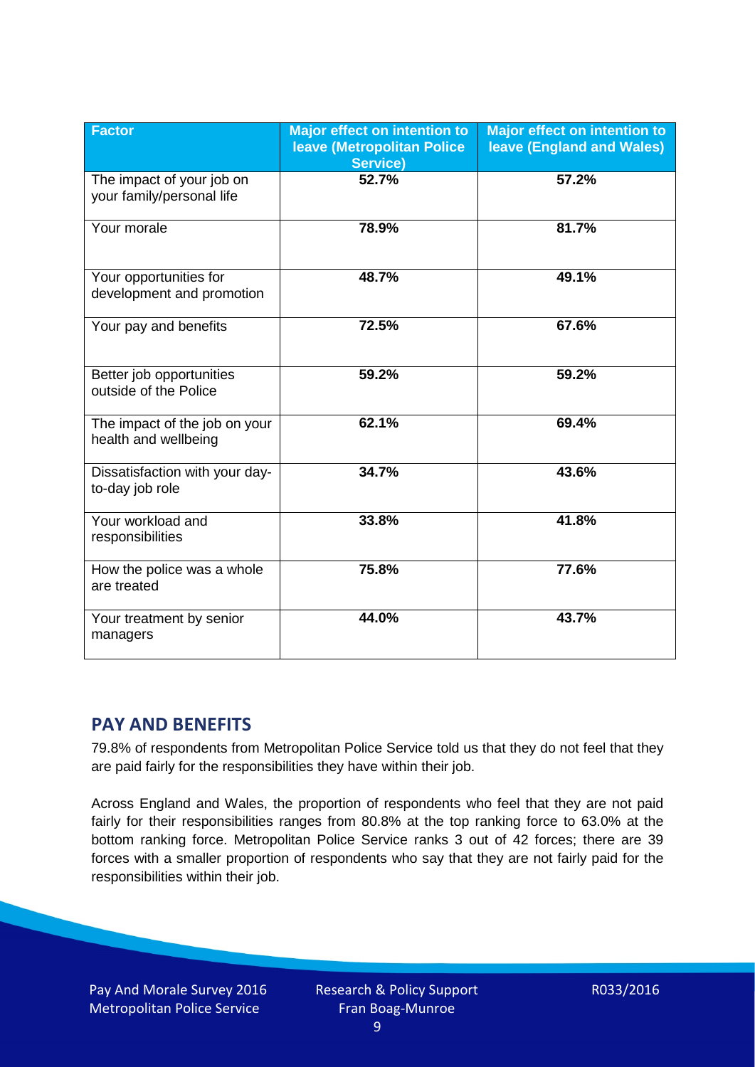| Factor | Major effect on intention to leave (Metropolitan Police Service) | Major effect on intention to leave (England and Wales) |
|---|---|---|
| The impact of your job on your family/personal life | 52.7% | 57.2% |
| Your morale | 78.9% | 81.7% |
| Your opportunities for development and promotion | 48.7% | 49.1% |
| Your pay and benefits | 72.5% | 67.6% |
| Better job opportunities outside of the Police | 59.2% | 59.2% |
| The impact of the job on your health and wellbeing | 62.1% | 69.4% |
| Dissatisfaction with your day-to-day job role | 34.7% | 43.6% |
| Your workload and responsibilities | 33.8% | 41.8% |
| How the police was a whole are treated | 75.8% | 77.6% |
| Your treatment by senior managers | 44.0% | 43.7% |

## PAY AND BENEFITS

79.8% of respondents from Metropolitan Police Service told us that they do not feel that they are paid fairly for the responsibilities they have within their job.

Across England and Wales, the proportion of respondents who feel that they are not paid fairly for their responsibilities ranges from 80.8% at the top ranking force to 63.0% at the bottom ranking force. Metropolitan Police Service ranks 3 out of 42 forces; there are 39 forces with a smaller proportion of respondents who say that they are not fairly paid for the responsibilities within their job.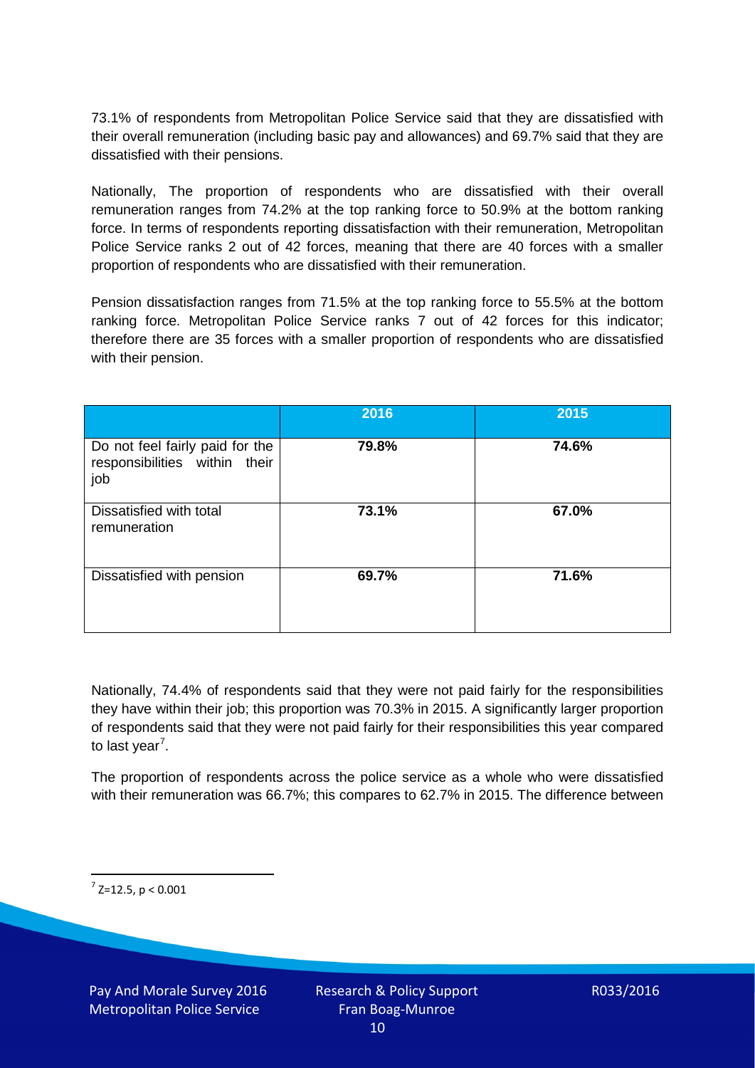73.1% of respondents from Metropolitan Police Service said that they are dissatisfied with their overall remuneration (including basic pay and allowances) and 69.7% said that they are dissatisfied with their pensions.

Nationally, The proportion of respondents who are dissatisfied with their overall remuneration ranges from 74.2% at the top ranking force to 50.9% at the bottom ranking force. In terms of respondents reporting dissatisfaction with their remuneration, Metropolitan Police Service ranks 2 out of 42 forces, meaning that there are 40 forces with a smaller proportion of respondents who are dissatisfied with their remuneration.

Pension dissatisfaction ranges from 71.5% at the top ranking force to 55.5% at the bottom ranking force. Metropolitan Police Service ranks 7 out of 42 forces for this indicator; therefore there are 35 forces with a smaller proportion of respondents who are dissatisfied with their pension.

| | 2016 | 2015 |
|---|---|---|
| Do not feel fairly paid for the responsibilities within their job | **79.8%** | **74.6%** |
| Dissatisfied with total remuneration | **73.1%** | **67.0%** |
| Dissatisfied with pension | **69.7%** | **71.6%** |

Nationally, 74.4% of respondents said that they were not paid fairly for the responsibilities they have within their job; this proportion was 70.3% in 2015. A significantly larger proportion of respondents said that they were not paid fairly for their responsibilities this year compared to last year[7].

The proportion of respondents across the police service as a whole who were dissatisfied with their remuneration was 66.7%; this compares to 62.7% in 2015. The difference between

[7] $Z=12.5$, $p < 0.001$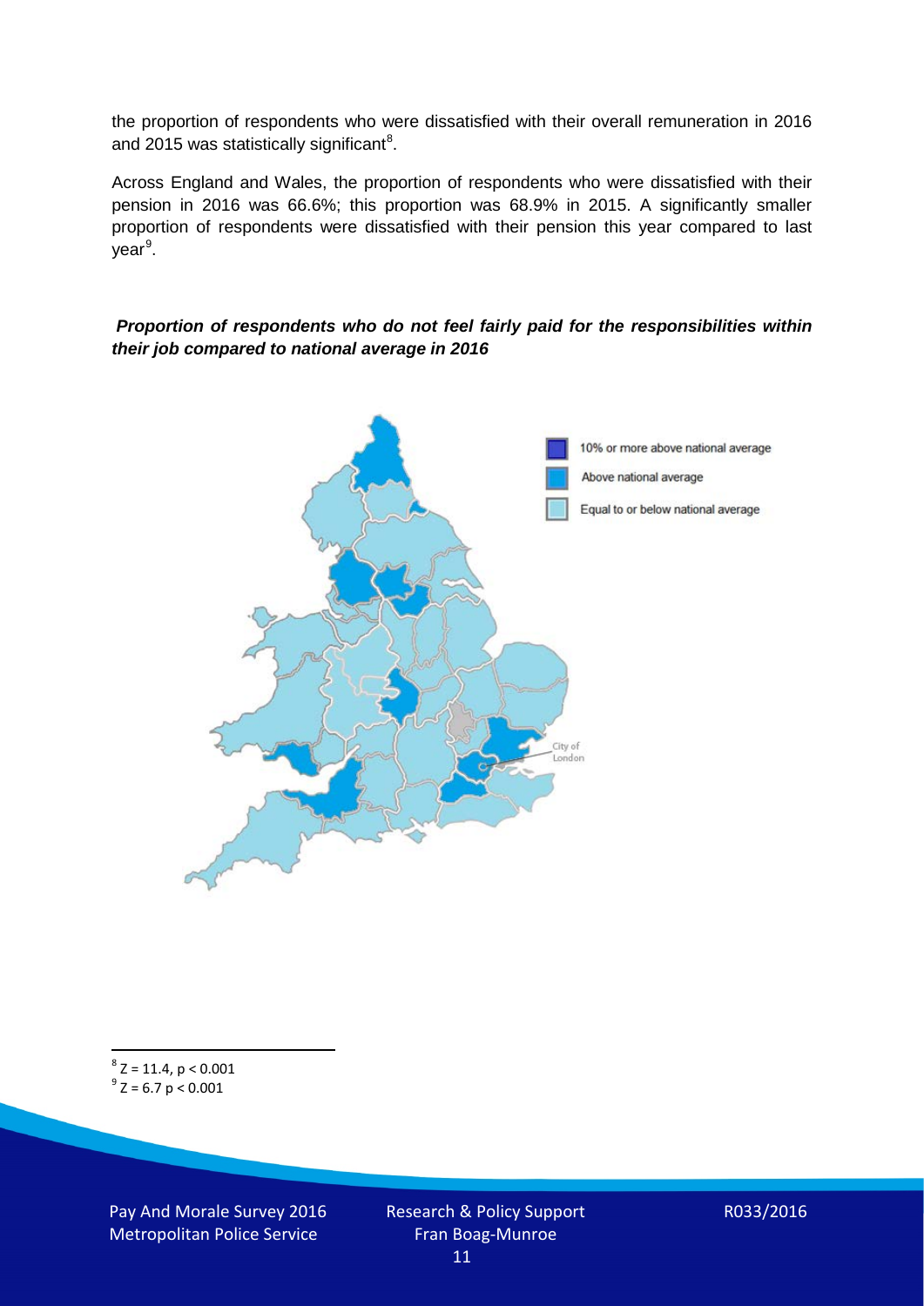the proportion of respondents who were dissatisfied with their overall remuneration in 2016 and 2015 was statistically significant[8].

Across England and Wales, the proportion of respondents who were dissatisfied with their pension in 2016 was 66.6%; this proportion was 68.9% in 2015. A significantly smaller proportion of respondents were dissatisfied with their pension this year compared to last year[9].

***Proportion of respondents who do not feel fairly paid for the responsibilities within their job compared to national average in 2016***

[8] $Z = 11.4$, $p < 0.001$

[9] $Z = 6.7$ $p < 0.001$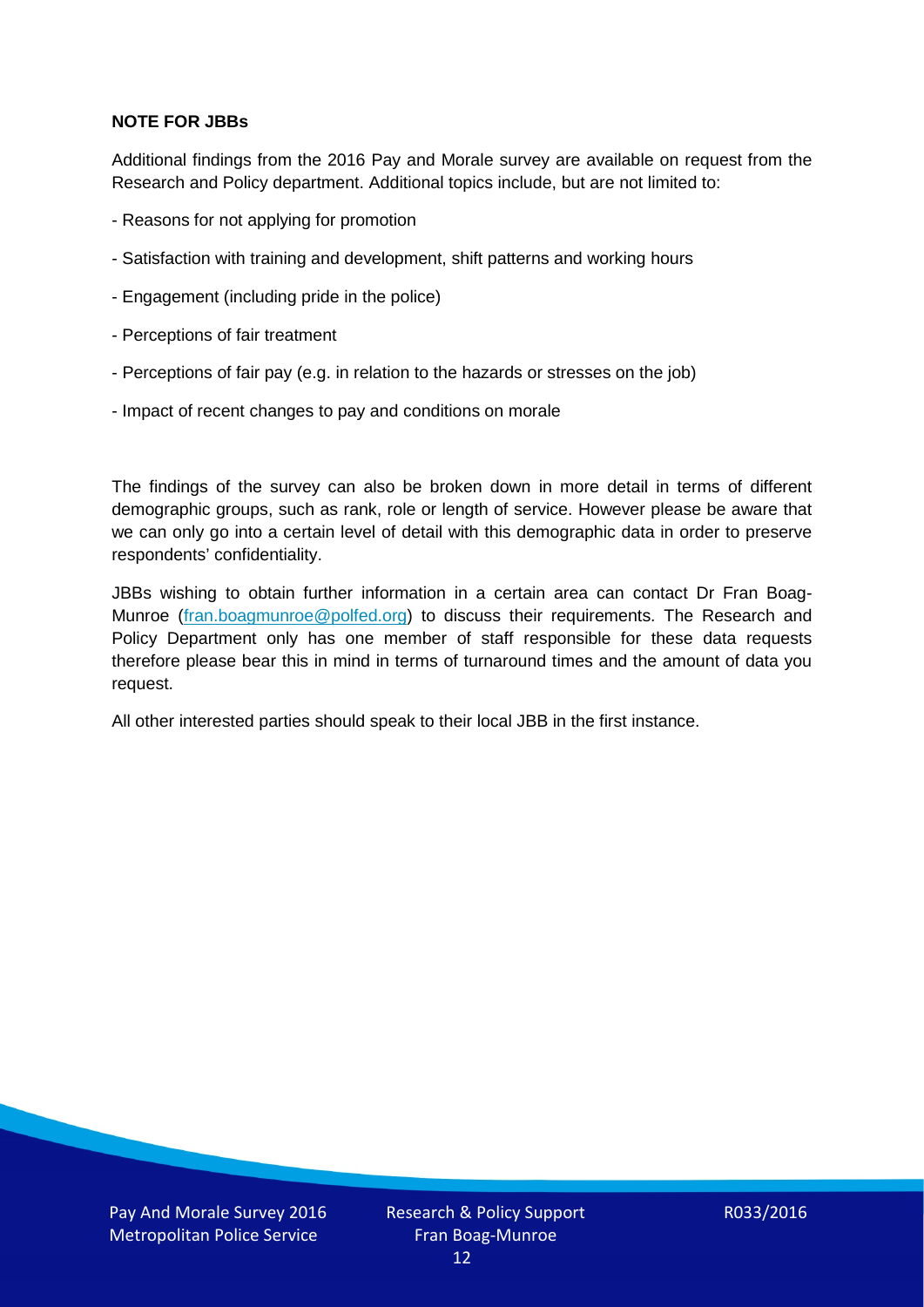**NOTE FOR JBBs**

Additional findings from the 2016 Pay and Morale survey are available on request from the Research and Policy department. Additional topics include, but are not limited to:

- Reasons for not applying for promotion
- Satisfaction with training and development, shift patterns and working hours
- Engagement (including pride in the police)
- Perceptions of fair treatment
- Perceptions of fair pay (e.g. in relation to the hazards or stresses on the job)
- Impact of recent changes to pay and conditions on morale

The findings of the survey can also be broken down in more detail in terms of different demographic groups, such as rank, role or length of service. However please be aware that we can only go into a certain level of detail with this demographic data in order to preserve respondents' confidentiality.

JBBs wishing to obtain further information in a certain area can contact Dr Fran Boag-Munroe (fran.boagmunroe@polfed.org) to discuss their requirements. The Research and Policy Department only has one member of staff responsible for these data requests therefore please bear this in mind in terms of turnaround times and the amount of data you request.

All other interested parties should speak to their local JBB in the first instance.